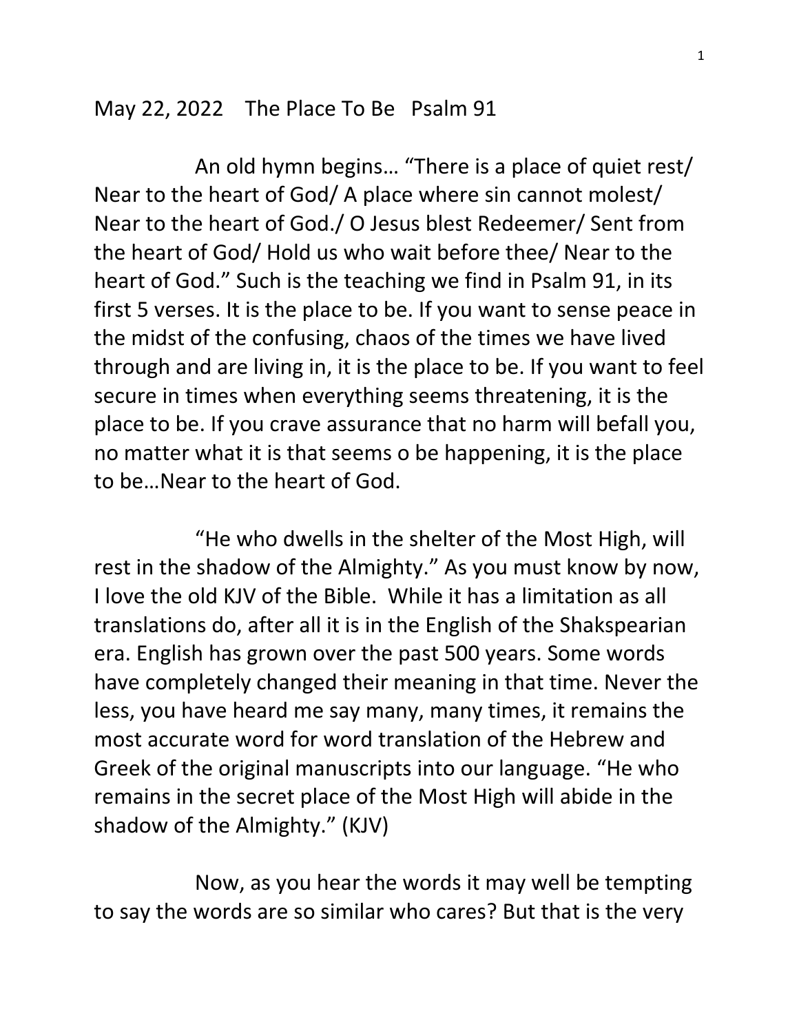May 22, 2022 The Place To Be Psalm 91

An old hymn begins… "There is a place of quiet rest/ Near to the heart of God/ A place where sin cannot molest/ Near to the heart of God./ O Jesus blest Redeemer/ Sent from the heart of God/ Hold us who wait before thee/ Near to the heart of God." Such is the teaching we find in Psalm 91, in its first 5 verses. It is the place to be. If you want to sense peace in the midst of the confusing, chaos of the times we have lived through and are living in, it is the place to be. If you want to feel secure in times when everything seems threatening, it is the place to be. If you crave assurance that no harm will befall you, no matter what it is that seems o be happening, it is the place to be…Near to the heart of God.

"He who dwells in the shelter of the Most High, will rest in the shadow of the Almighty." As you must know by now, I love the old KJV of the Bible. While it has a limitation as all translations do, after all it is in the English of the Shakspearian era. English has grown over the past 500 years. Some words have completely changed their meaning in that time. Never the less, you have heard me say many, many times, it remains the most accurate word for word translation of the Hebrew and Greek of the original manuscripts into our language. "He who remains in the secret place of the Most High will abide in the shadow of the Almighty." (KJV)

Now, as you hear the words it may well be tempting to say the words are so similar who cares? But that is the very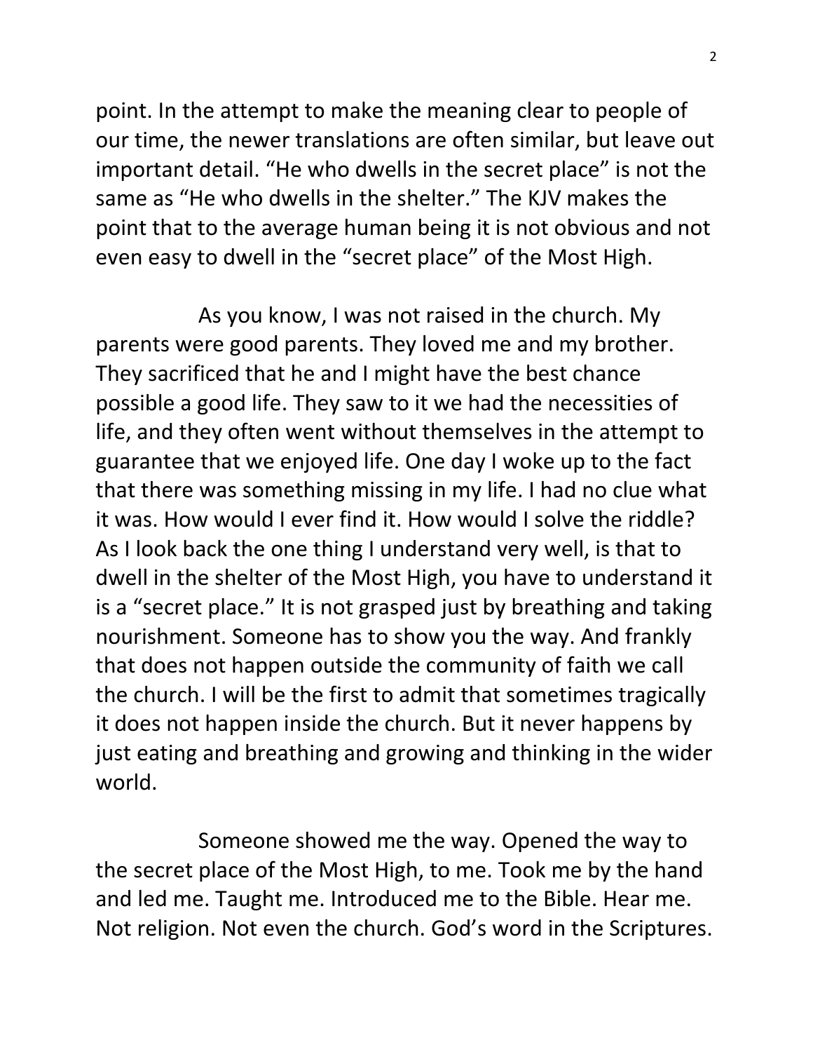point. In the attempt to make the meaning clear to people of our time, the newer translations are often similar, but leave out important detail. "He who dwells in the secret place" is not the same as "He who dwells in the shelter." The KJV makes the point that to the average human being it is not obvious and not even easy to dwell in the "secret place" of the Most High.

As you know, I was not raised in the church. My parents were good parents. They loved me and my brother. They sacrificed that he and I might have the best chance possible a good life. They saw to it we had the necessities of life, and they often went without themselves in the attempt to guarantee that we enjoyed life. One day I woke up to the fact that there was something missing in my life. I had no clue what it was. How would I ever find it. How would I solve the riddle? As I look back the one thing I understand very well, is that to dwell in the shelter of the Most High, you have to understand it is a "secret place." It is not grasped just by breathing and taking nourishment. Someone has to show you the way. And frankly that does not happen outside the community of faith we call the church. I will be the first to admit that sometimes tragically it does not happen inside the church. But it never happens by just eating and breathing and growing and thinking in the wider world.

Someone showed me the way. Opened the way to the secret place of the Most High, to me. Took me by the hand and led me. Taught me. Introduced me to the Bible. Hear me. Not religion. Not even the church. God's word in the Scriptures.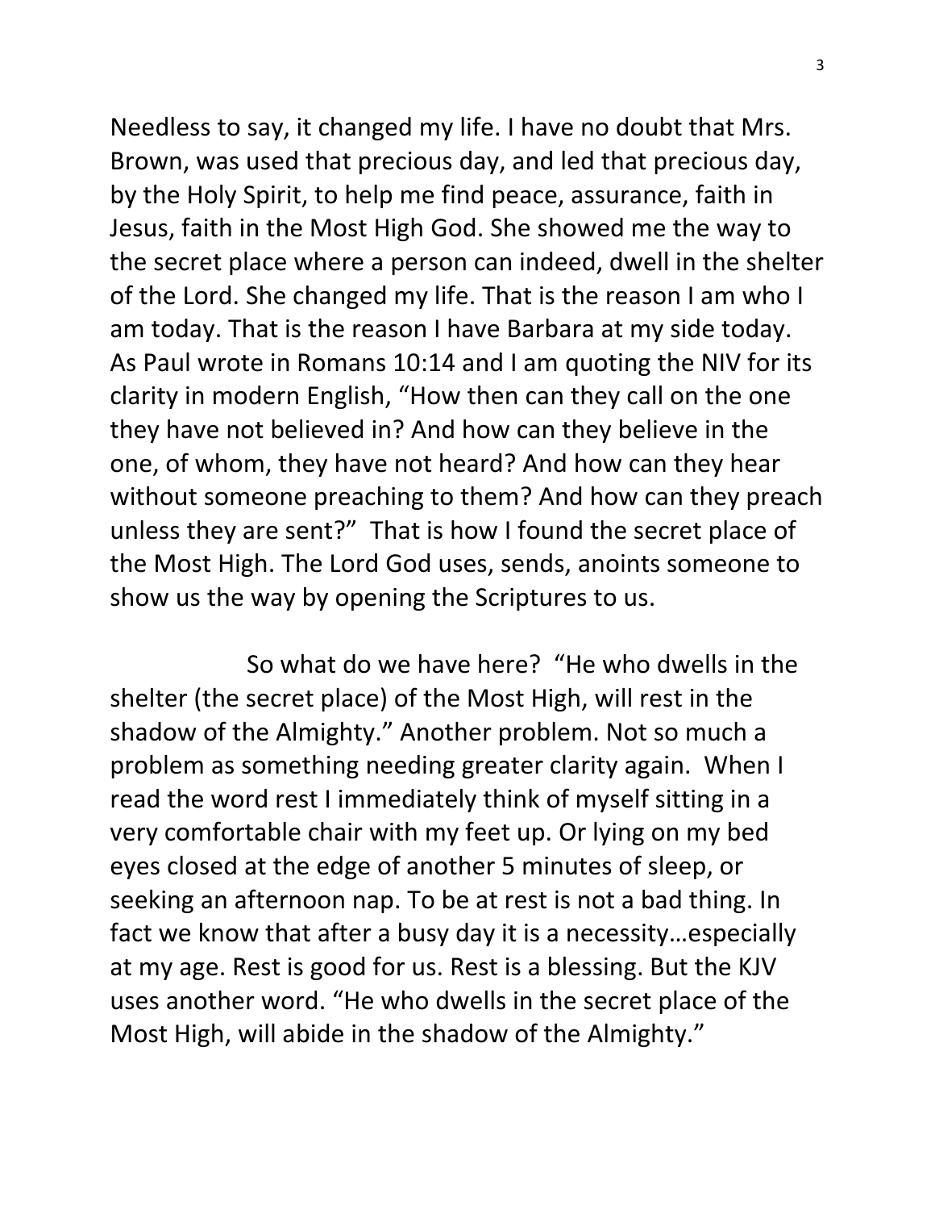Needless to say, it changed my life. I have no doubt that Mrs. Brown, was used that precious day, and led that precious day, by the Holy Spirit, to help me find peace, assurance, faith in Jesus, faith in the Most High God. She showed me the way to the secret place where a person can indeed, dwell in the shelter of the Lord. She changed my life. That is the reason I am who I am today. That is the reason I have Barbara at my side today. As Paul wrote in Romans 10:14 and I am quoting the NIV for its clarity in modern English, "How then can they call on the one they have not believed in? And how can they believe in the one, of whom, they have not heard? And how can they hear without someone preaching to them? And how can they preach unless they are sent?" That is how I found the secret place of the Most High. The Lord God uses, sends, anoints someone to show us the way by opening the Scriptures to us.

So what do we have here? "He who dwells in the shelter (the secret place) of the Most High, will rest in the shadow of the Almighty." Another problem. Not so much a problem as something needing greater clarity again. When I read the word rest I immediately think of myself sitting in a very comfortable chair with my feet up. Or lying on my bed eyes closed at the edge of another 5 minutes of sleep, or seeking an afternoon nap. To be at rest is not a bad thing. In fact we know that after a busy day it is a necessity…especially at my age. Rest is good for us. Rest is a blessing. But the KJV uses another word. "He who dwells in the secret place of the Most High, will abide in the shadow of the Almighty."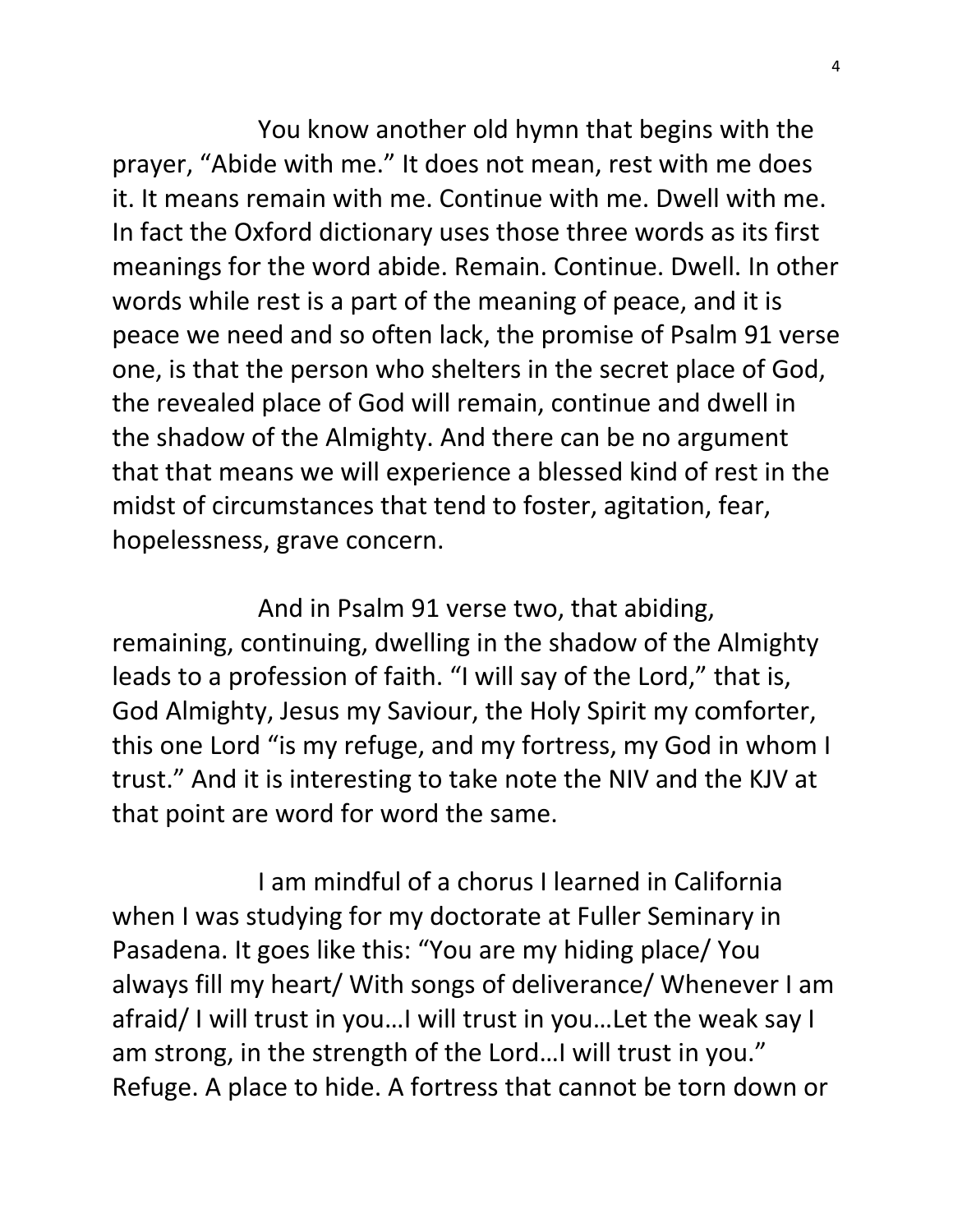You know another old hymn that begins with the prayer, "Abide with me." It does not mean, rest with me does it. It means remain with me. Continue with me. Dwell with me. In fact the Oxford dictionary uses those three words as its first meanings for the word abide. Remain. Continue. Dwell. In other words while rest is a part of the meaning of peace, and it is peace we need and so often lack, the promise of Psalm 91 verse one, is that the person who shelters in the secret place of God, the revealed place of God will remain, continue and dwell in the shadow of the Almighty. And there can be no argument that that means we will experience a blessed kind of rest in the midst of circumstances that tend to foster, agitation, fear, hopelessness, grave concern.

And in Psalm 91 verse two, that abiding, remaining, continuing, dwelling in the shadow of the Almighty leads to a profession of faith. "I will say of the Lord," that is, God Almighty, Jesus my Saviour, the Holy Spirit my comforter, this one Lord "is my refuge, and my fortress, my God in whom I trust." And it is interesting to take note the NIV and the KJV at that point are word for word the same.

I am mindful of a chorus I learned in California when I was studying for my doctorate at Fuller Seminary in Pasadena. It goes like this: "You are my hiding place/ You always fill my heart/ With songs of deliverance/ Whenever I am afraid/ I will trust in you…I will trust in you…Let the weak say I am strong, in the strength of the Lord…I will trust in you." Refuge. A place to hide. A fortress that cannot be torn down or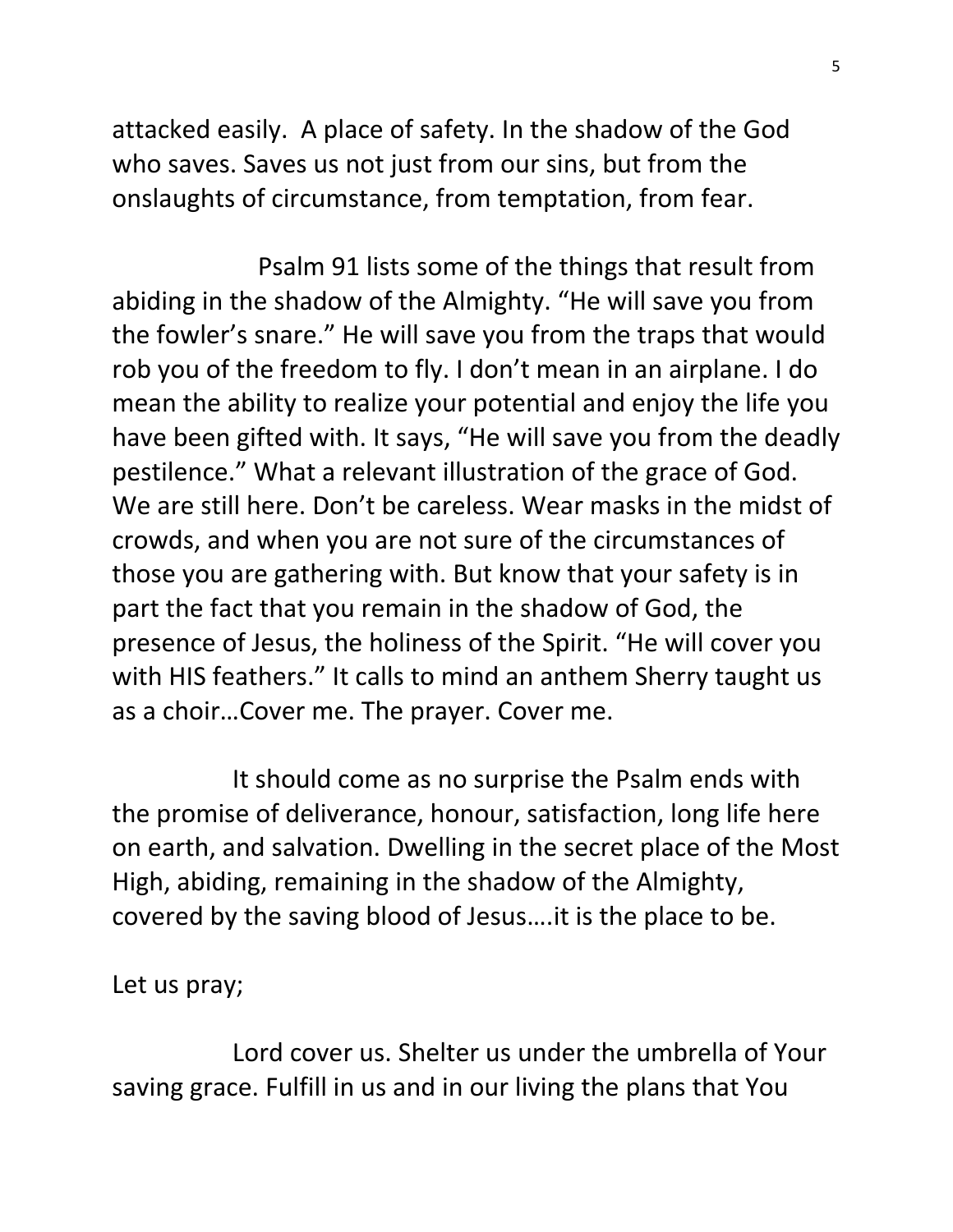attacked easily. A place of safety. In the shadow of the God who saves. Saves us not just from our sins, but from the onslaughts of circumstance, from temptation, from fear.

Psalm 91 lists some of the things that result from abiding in the shadow of the Almighty. “He will save you from the fowler’s snare.” He will save you from the traps that would rob you of the freedom to fly. I don’t mean in an airplane. I do mean the ability to realize your potential and enjoy the life you have been gifted with. It says, “He will save you from the deadly pestilence.” What a relevant illustration of the grace of God. We are still here. Don’t be careless. Wear masks in the midst of crowds, and when you are not sure of the circumstances of those you are gathering with. But know that your safety is in part the fact that you remain in the shadow of God, the presence of Jesus, the holiness of the Spirit. “He will cover you with HIS feathers.” It calls to mind an anthem Sherry taught us as a choir…Cover me. The prayer. Cover me.

It should come as no surprise the Psalm ends with the promise of deliverance, honour, satisfaction, long life here on earth, and salvation. Dwelling in the secret place of the Most High, abiding, remaining in the shadow of the Almighty, covered by the saving blood of Jesus….it is the place to be.

Let us pray;

Lord cover us. Shelter us under the umbrella of Your saving grace. Fulfill in us and in our living the plans that You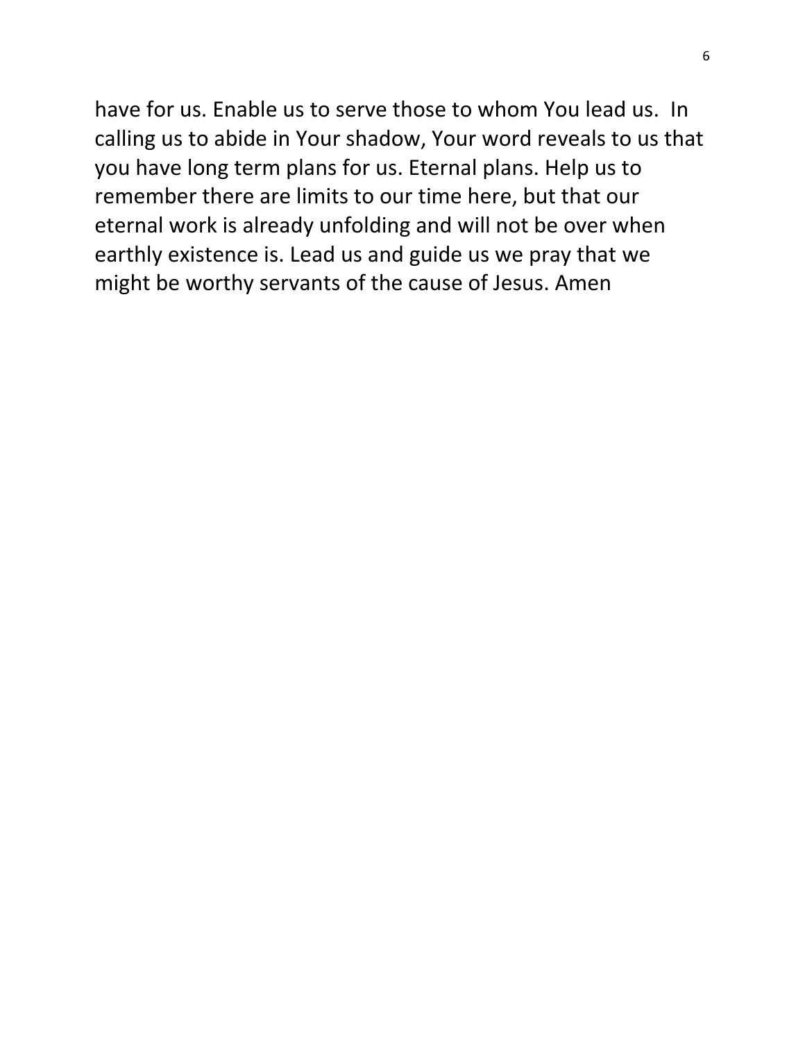have for us. Enable us to serve those to whom You lead us. In calling us to abide in Your shadow, Your word reveals to us that you have long term plans for us. Eternal plans. Help us to remember there are limits to our time here, but that our eternal work is already unfolding and will not be over when earthly existence is. Lead us and guide us we pray that we might be worthy servants of the cause of Jesus. Amen